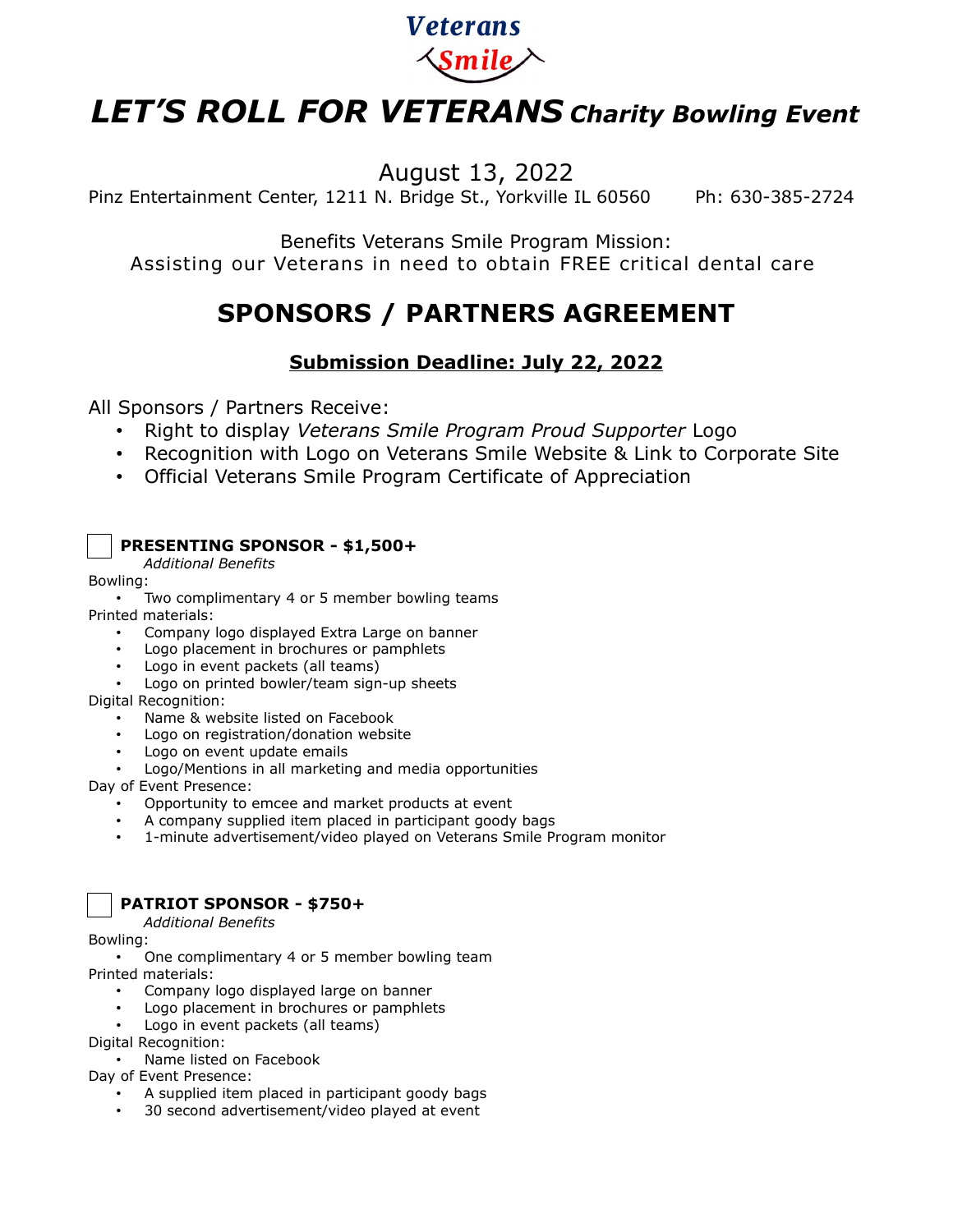Veterans Smile

# LET'S ROLL FOR VETERANS *Charity Bowling Event*

August 13, 2022

Pinz Entertainment Center, 1211 N. Bridge St., Yorkville IL 60560 Ph: 630-385-2724

Benefits Veterans Smile Program Mission:
Assisting our Veterans in need to obtain FREE critical dental care

## SPONSORS / PARTNERS AGREEMENT

### <u>Submission Deadline: July 22, 2022</u>

All Sponsors / Partners Receive:

- Right to display *Veterans Smile Program Proud Supporter* Logo
- Recognition with Logo on Veterans Smile Website & Link to Corporate Site
- Official Veterans Smile Program Certificate of Appreciation

☐ **PRESENTING SPONSOR - $1,500+**

*Additional Benefits*

Bowling:

- Two complimentary 4 or 5 member bowling teams

Printed materials:

- Company logo displayed Extra Large on banner
- Logo placement in brochures or pamphlets
- Logo in event packets (all teams)
- Logo on printed bowler/team sign-up sheets

Digital Recognition:

- Name & website listed on Facebook
- Logo on registration/donation website
- Logo on event update emails
- Logo/Mentions in all marketing and media opportunities

Day of Event Presence:

- Opportunity to emcee and market products at event
- A company supplied item placed in participant goody bags
- 1-minute advertisement/video played on Veterans Smile Program monitor

☐ **PATRIOT SPONSOR - $750+**

*Additional Benefits*

Bowling:

- One complimentary 4 or 5 member bowling team

Printed materials:

- Company logo displayed large on banner
- Logo placement in brochures or pamphlets
- Logo in event packets (all teams)

Digital Recognition:

- Name listed on Facebook

Day of Event Presence:

- A supplied item placed in participant goody bags
- 30 second advertisement/video played at event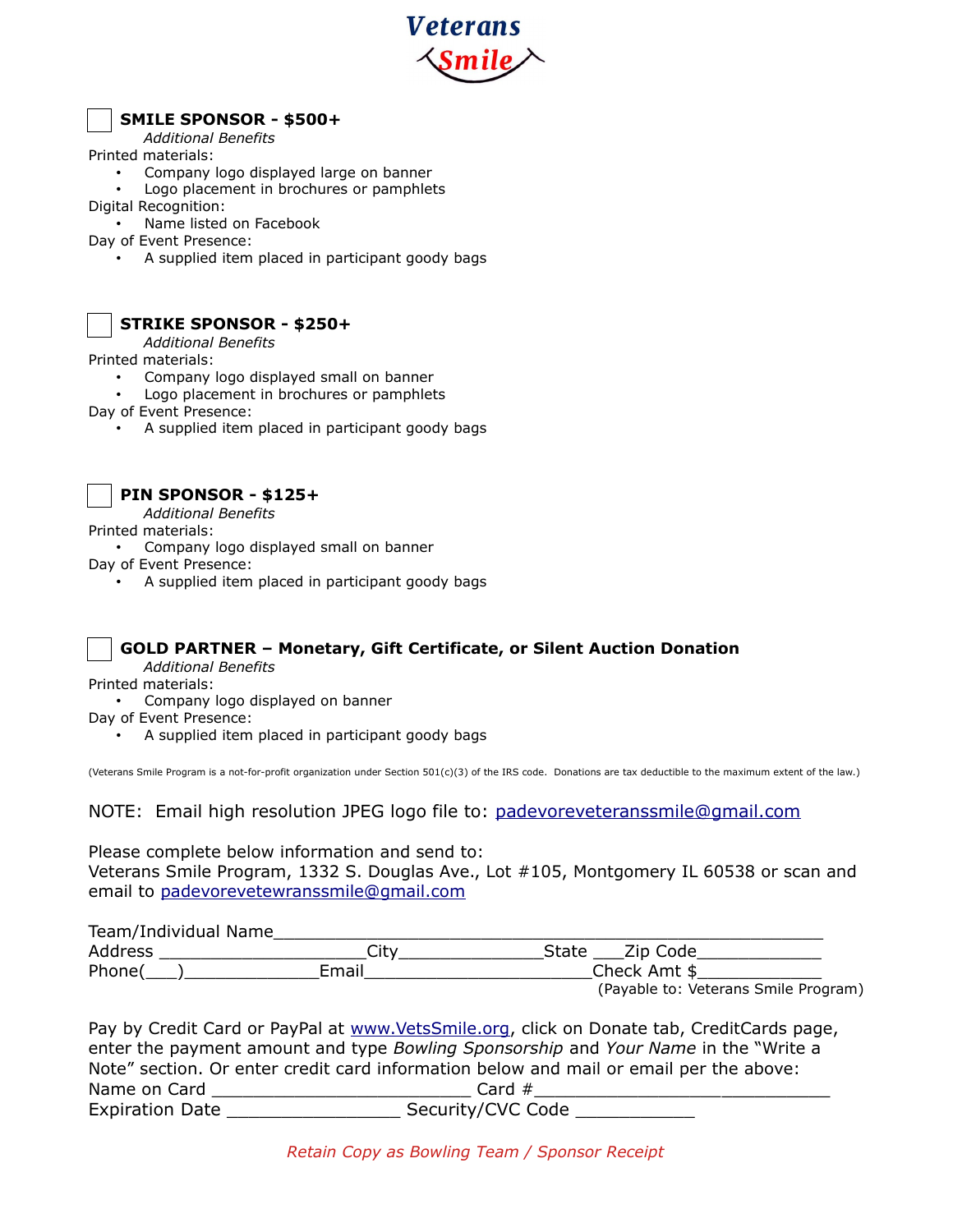# Veterans Smile

☐ **SMILE SPONSOR - $500+**

*Additional Benefits*

Printed materials:

- Company logo displayed large on banner
- Logo placement in brochures or pamphlets

Digital Recognition:

- Name listed on Facebook

Day of Event Presence:

- A supplied item placed in participant goody bags

☐ **STRIKE SPONSOR - $250+**

*Additional Benefits*

Printed materials:

- Company logo displayed small on banner
- Logo placement in brochures or pamphlets

Day of Event Presence:

- A supplied item placed in participant goody bags

☐ **PIN SPONSOR - $125+**

*Additional Benefits*

Printed materials:

- Company logo displayed small on banner

Day of Event Presence:

- A supplied item placed in participant goody bags

☐ **GOLD PARTNER – Monetary, Gift Certificate, or Silent Auction Donation**

*Additional Benefits*

Printed materials:

- Company logo displayed on banner

Day of Event Presence:

- A supplied item placed in participant goody bags

(Veterans Smile Program is a not-for-profit organization under Section 501(c)(3) of the IRS code. Donations are tax deductible to the maximum extent of the law.)

NOTE: Email high resolution JPEG logo file to: padevoreveteranssmile@gmail.com

Please complete below information and send to:
Veterans Smile Program, 1332 S. Douglas Ave., Lot #105, Montgomery IL 60538 or scan and email to padevorevetewranssmile@gmail.com

Team/Individual Name______________________________________________________

Address ____________________City______________State ___Zip Code____________

Phone(___)_____________Email______________________Check Amt $____________

(Payable to: Veterans Smile Program)

Pay by Credit Card or PayPal at www.VetsSmile.org, click on Donate tab, CreditCards page, enter the payment amount and type *Bowling Sponsorship* and *Your Name* in the "Write a Note" section. Or enter credit card information below and mail or email per the above:

Name on Card _________________________ Card #____________________________

Expiration Date _________________ Security/CVC Code ___________

*Retain Copy as Bowling Team / Sponsor Receipt*